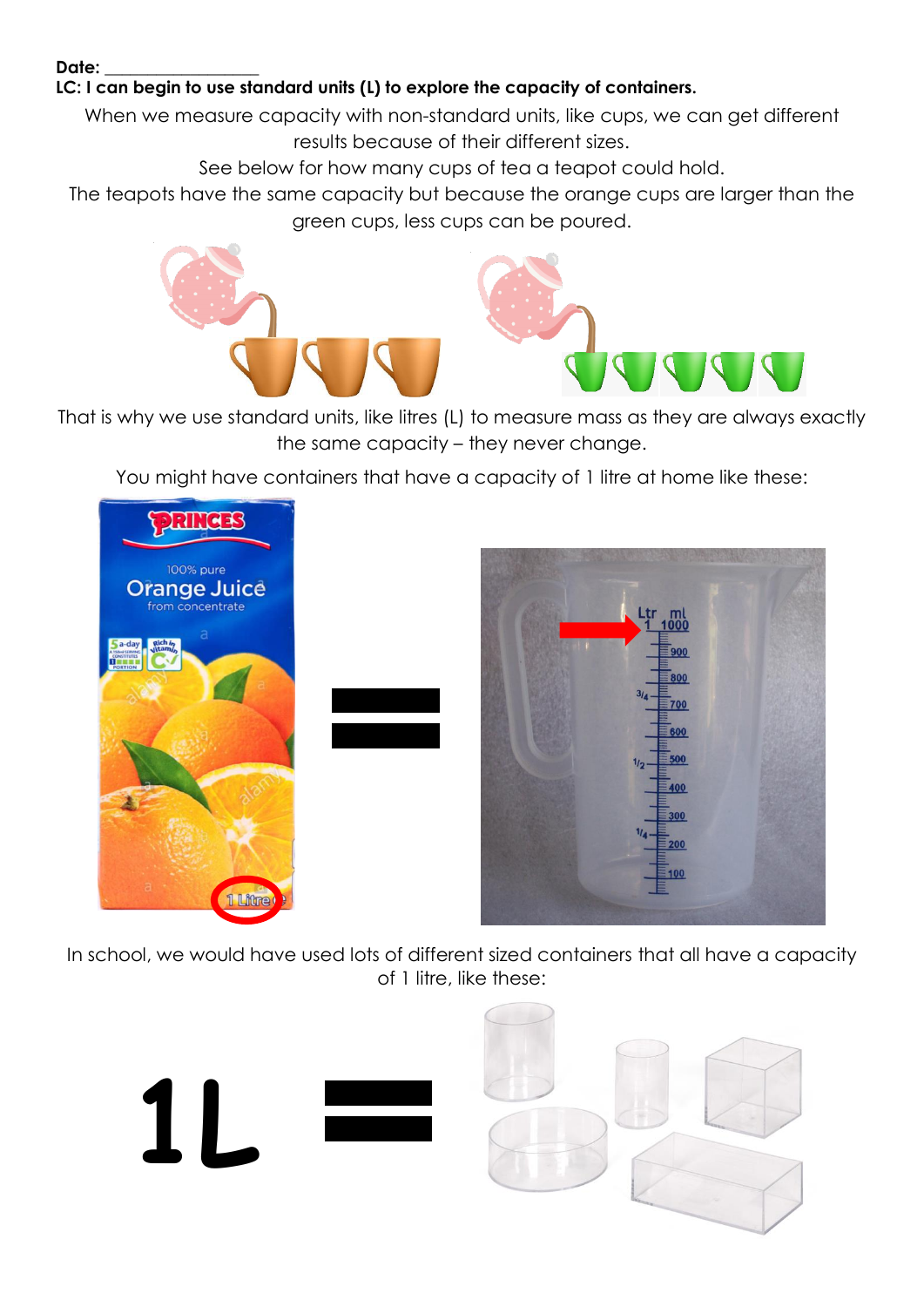Date: ________________

**LC: I can begin to use standard units (L) to explore the capacity of containers.**

When we measure capacity with non-standard units, like cups, we can get different results because of their different sizes.

See below for how many cups of tea a teapot could hold.

The teapots have the same capacity but because the orange cups are larger than the green cups, less cups can be poured.

That is why we use standard units, like litres (L) to measure mass as they are always exactly the same capacity – they never change.

You might have containers that have a capacity of 1 litre at home like these:

In school, we would have used lots of different sized containers that all have a capacity of 1 litre, like these:

1L =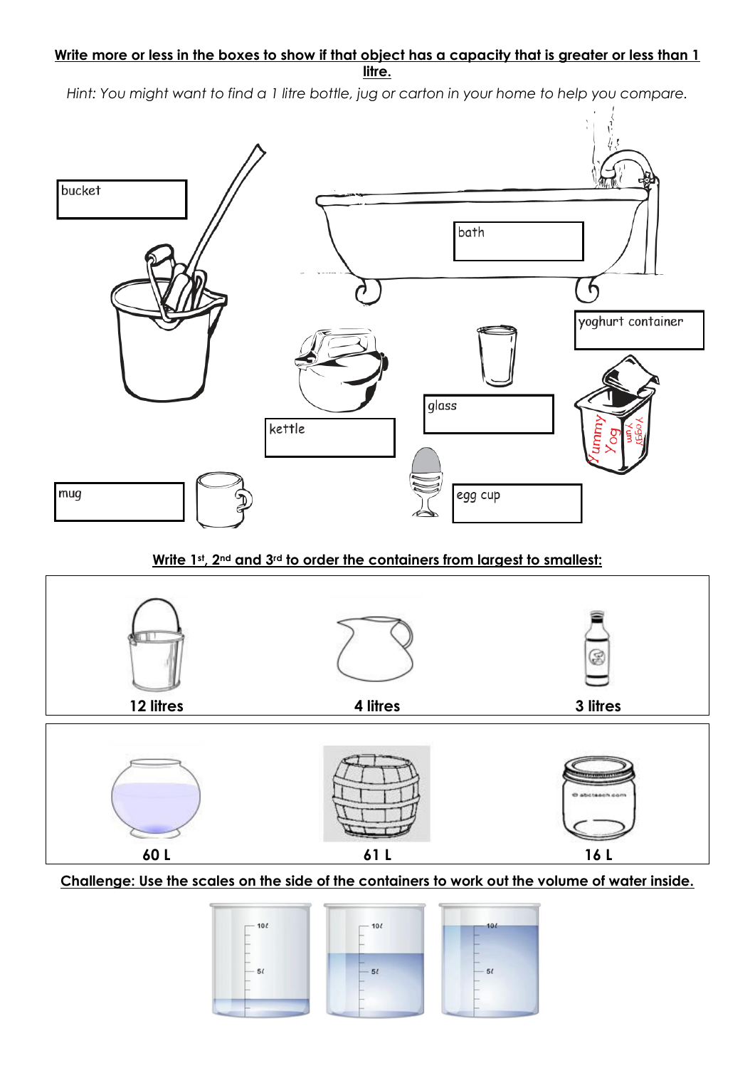**Write more or less in the boxes to show if that object has a capacity that is greater or less than 1 litre.**

*Hint: You might want to find a 1 litre bottle, jug or carton in your home to help you compare.*

bucket

bath

yoghurt container

kettle

glass

mug

egg cup

**Write 1st, 2nd and 3rd to order the containers from largest to smallest:**

| | | |
|---|---|---|
| **12 litres** | **4 litres** | **3 litres** |

| | | |
|---|---|---|
| **60 L** | **61 L** | **16 L** |

**Challenge: Use the scales on the side of the containers to work out the volume of water inside.**

10ℓ
5ℓ

10ℓ
5ℓ

10ℓ
5ℓ